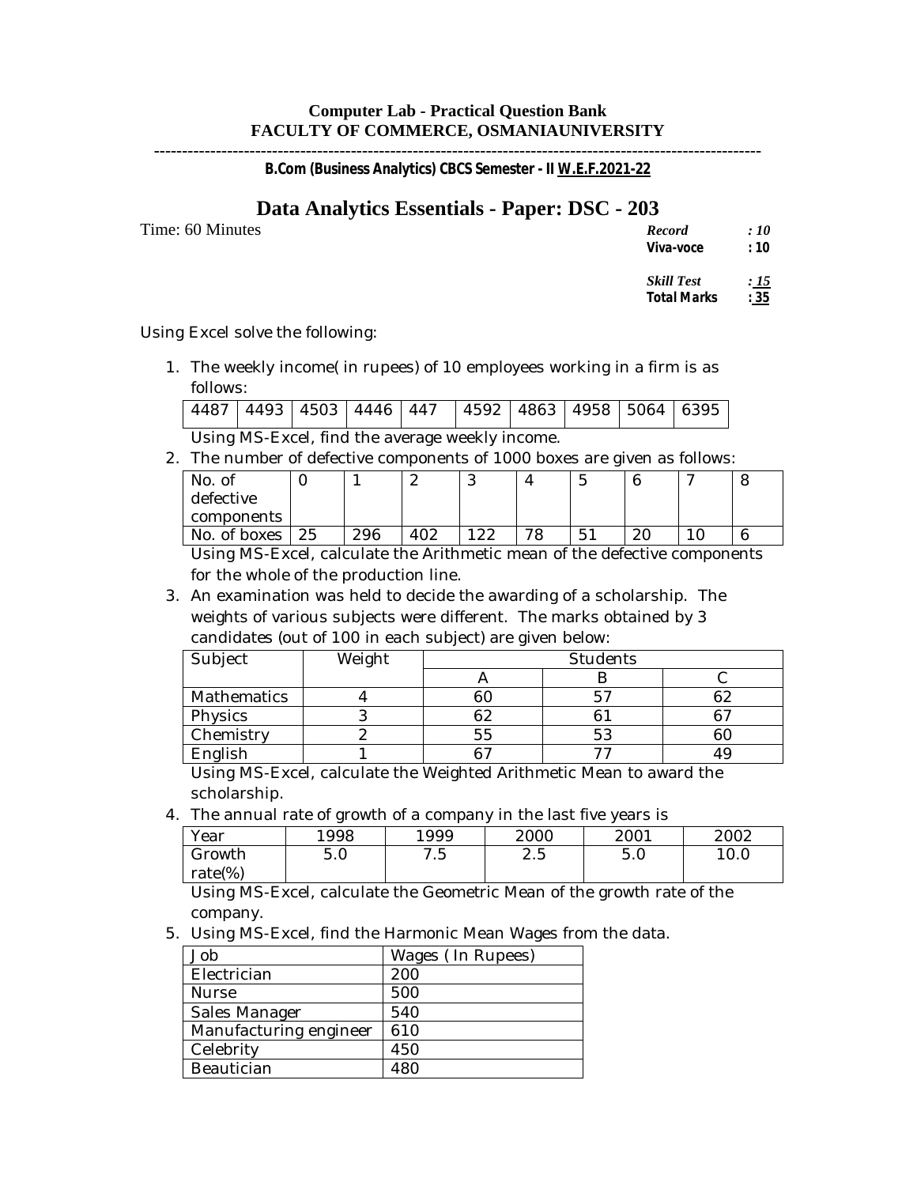**Computer Lab - Practical Question Bank**
**FACULTY OF COMMERCE, OSMANIAUNIVERSITY**

---

**B.Com (Business Analytics) CBCS Semester - II W.E.F.2021-22**

# Data Analytics Essentials - Paper: DSC - 203

Time: 60 Minutes

| | |
|---|---|
| *Record* | *: 10* |
| **Viva-voce** | **: 10** |
| *Skill Test* | *: 15* |
| **Total Marks** | **: 35** |

Using Excel solve the following:

1. The weekly income( in rupees) of 10 employees working in a firm is as follows:

| 4487 | 4493 | 4503 | 4446 | 447 | 4592 | 4863 | 4958 | 5064 | 6395 |
|---|---|---|---|---|---|---|---|---|---|

   Using MS-Excel, find the average weekly income.

2. The number of defective components of 1000 boxes are given as follows:

| No. of defective components | 0 | 1 | 2 | 3 | 4 | 5 | 6 | 7 | 8 |
|---|---|---|---|---|---|---|---|---|---|
| No. of boxes | 25 | 296 | 402 | 122 | 78 | 51 | 20 | 10 | 6 |

   Using MS-Excel, calculate the Arithmetic mean of the defective components for the whole of the production line.

3. An examination was held to decide the awarding of a scholarship. The weights of various subjects were different. The marks obtained by 3 candidates (out of 100 in each subject) are given below:

| Subject | Weight | Students | | |
|---|---|---|---|---|
| | | A | B | C |
| Mathematics | 4 | 60 | 57 | 62 |
| Physics | 3 | 62 | 61 | 67 |
| Chemistry | 2 | 55 | 53 | 60 |
| English | 1 | 67 | 77 | 49 |

   Using MS-Excel, calculate the Weighted Arithmetic Mean to award the scholarship.

4. The annual rate of growth of a company in the last five years is

| Year | 1998 | 1999 | 2000 | 2001 | 2002 |
|---|---|---|---|---|---|
| Growth rate(%) | 5.0 | 7.5 | 2.5 | 5.0 | 10.0 |

   Using MS-Excel, calculate the Geometric Mean of the growth rate of the company.

5. Using MS-Excel, find the Harmonic Mean Wages from the data.

| Job | Wages ( In Rupees) |
|---|---|
| Electrician | 200 |
| Nurse | 500 |
| Sales Manager | 540 |
| Manufacturing engineer | 610 |
| Celebrity | 450 |
| Beautician | 480 |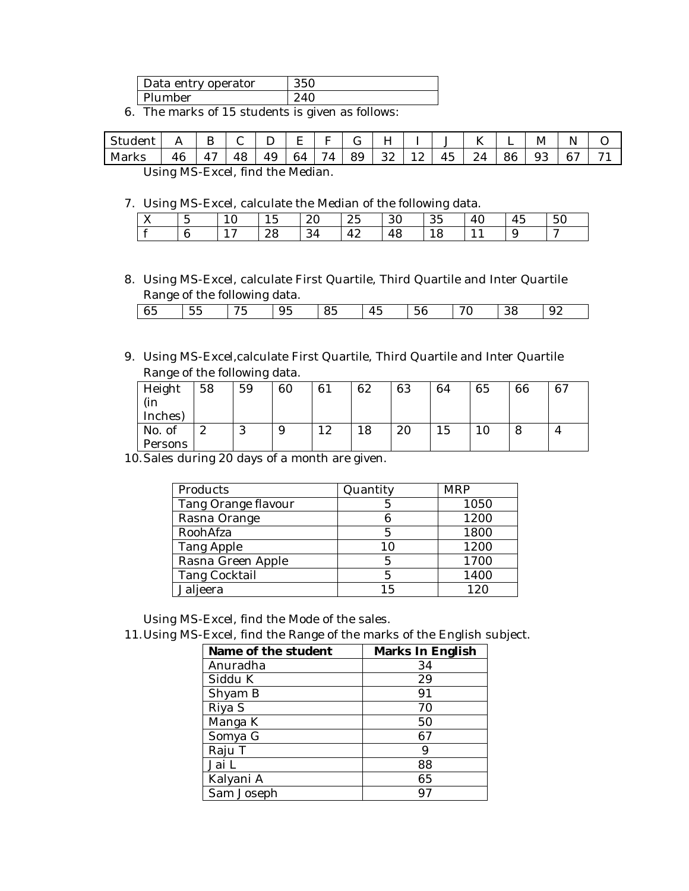| Data entry operator | 350 |
|---|---|
| Plumber | 240 |

6. The marks of 15 students is given as follows:

| Student | A | B | C | D | E | F | G | H | I | J | K | L | M | N | O |
|---|---|---|---|---|---|---|---|---|---|---|---|---|---|---|---|
| Marks | 46 | 47 | 48 | 49 | 64 | 74 | 89 | 32 | 12 | 45 | 24 | 86 | 93 | 67 | 71 |

Using MS-Excel, find the Median.

7. Using MS-Excel, calculate the Median of the following data.

| X | 5 | 10 | 15 | 20 | 25 | 30 | 35 | 40 | 45 | 50 |
|---|---|---|---|---|---|---|---|---|---|---|
| f | 6 | 17 | 28 | 34 | 42 | 48 | 18 | 11 | 9 | 7 |

8. Using MS-Excel, calculate First Quartile, Third Quartile and Inter Quartile Range of the following data.

| 65 | 55 | 75 | 95 | 85 | 45 | 56 | 70 | 38 | 92 |
|---|---|---|---|---|---|---|---|---|---|

9. Using MS-Excel,calculate First Quartile, Third Quartile and Inter Quartile Range of the following data.

| Height (in Inches) | 58 | 59 | 60 | 61 | 62 | 63 | 64 | 65 | 66 | 67 |
|---|---|---|---|---|---|---|---|---|---|---|
| No. of Persons | 2 | 3 | 9 | 12 | 18 | 20 | 15 | 10 | 8 | 4 |

10. Sales during 20 days of a month are given.

| Products | Quantity | MRP |
|---|---|---|
| Tang Orange flavour | 5 | 1050 |
| Rasna Orange | 6 | 1200 |
| RoohAfza | 5 | 1800 |
| Tang Apple | 10 | 1200 |
| Rasna Green Apple | 5 | 1700 |
| Tang Cocktail | 5 | 1400 |
| Jaljeera | 15 | 120 |

Using MS-Excel, find the Mode of the sales.

11. Using MS-Excel, find the Range of the marks of the English subject.

| **Name of the student** | **Marks In English** |
|---|---|
| Anuradha | 34 |
| Siddu K | 29 |
| Shyam B | 91 |
| Riya S | 70 |
| Manga K | 50 |
| Somya G | 67 |
| Raju T | 9 |
| Jai L | 88 |
| Kalyani A | 65 |
| Sam Joseph | 97 |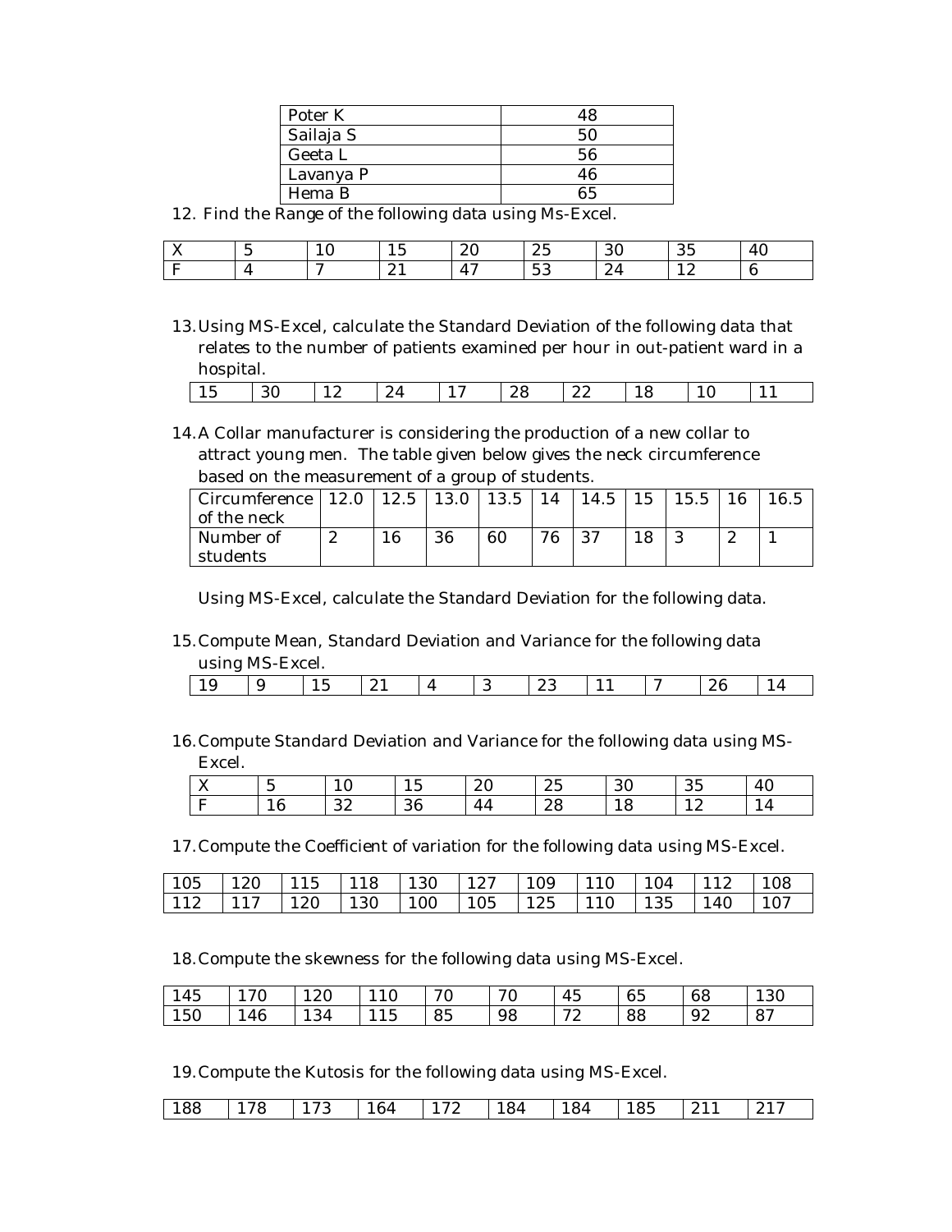| Poter K | 48 |
|---|---|
| Sailaja S | 50 |
| Geeta L | 56 |
| Lavanya P | 46 |
| Hema B | 65 |

12. Find the Range of the following data using Ms-Excel.

| X | 5 | 10 | 15 | 20 | 25 | 30 | 35 | 40 |
|---|---|---|---|---|---|---|---|---|
| F | 4 | 7 | 21 | 47 | 53 | 24 | 12 | 6 |

13. Using MS-Excel, calculate the Standard Deviation of the following data that relates to the number of patients examined per hour in out-patient ward in a hospital.

| 15 | 30 | 12 | 24 | 17 | 28 | 22 | 18 | 10 | 11 |
|---|---|---|---|---|---|---|---|---|---|

14. A Collar manufacturer is considering the production of a new collar to attract young men. The table given below gives the neck circumference based on the measurement of a group of students.

| Circumference of the neck | 12.0 | 12.5 | 13.0 | 13.5 | 14 | 14.5 | 15 | 15.5 | 16 | 16.5 |
|---|---|---|---|---|---|---|---|---|---|---|
| Number of students | 2 | 16 | 36 | 60 | 76 | 37 | 18 | 3 | 2 | 1 |

Using MS-Excel, calculate the Standard Deviation for the following data.

15. Compute Mean, Standard Deviation and Variance for the following data using MS-Excel.

| 19 | 9 | 15 | 21 | 4 | 3 | 23 | 11 | 7 | 26 | 14 |
|---|---|---|---|---|---|---|---|---|---|---|

16. Compute Standard Deviation and Variance for the following data using MS-Excel.

| X | 5 | 10 | 15 | 20 | 25 | 30 | 35 | 40 |
|---|---|---|---|---|---|---|---|---|
| F | 16 | 32 | 36 | 44 | 28 | 18 | 12 | 14 |

17. Compute the Coefficient of variation for the following data using MS-Excel.

| 105 | 120 | 115 | 118 | 130 | 127 | 109 | 110 | 104 | 112 | 108 |
|---|---|---|---|---|---|---|---|---|---|---|
| 112 | 117 | 120 | 130 | 100 | 105 | 125 | 110 | 135 | 140 | 107 |

18. Compute the skewness for the following data using MS-Excel.

| 145 | 170 | 120 | 110 | 70 | 70 | 45 | 65 | 68 | 130 |
|---|---|---|---|---|---|---|---|---|---|
| 150 | 146 | 134 | 115 | 85 | 98 | 72 | 88 | 92 | 87 |

19. Compute the Kutosis for the following data using MS-Excel.

| 188 | 178 | 173 | 164 | 172 | 184 | 184 | 185 | 211 | 217 |
|---|---|---|---|---|---|---|---|---|---|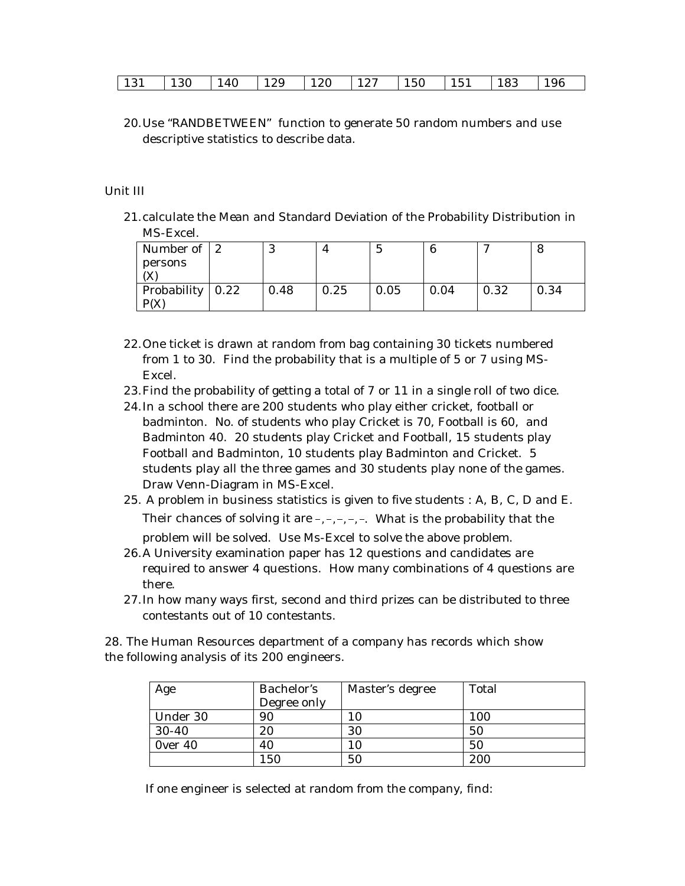| 131 | 130 | 140 | 129 | 120 | 127 | 150 | 151 | 183 | 196 |
|---|---|---|---|---|---|---|---|---|---|

20. Use “RANDBETWEEN” function to generate 50 random numbers and use descriptive statistics to describe data.

Unit III

21. calculate the Mean and Standard Deviation of the Probability Distribution in MS-Excel.

| Number of persons (X) | 2 | 3 | 4 | 5 | 6 | 7 | 8 |
|---|---|---|---|---|---|---|---|
| Probability P(X) | 0.22 | 0.48 | 0.25 | 0.05 | 0.04 | 0.32 | 0.34 |

22. One ticket is drawn at random from bag containing 30 tickets numbered from 1 to 30. Find the probability that is a multiple of 5 or 7 using MS-Excel.
23. Find the probability of getting a total of 7 or 11 in a single roll of two dice.
24. In a school there are 200 students who play either cricket, football or badminton. No. of students who play Cricket is 70, Football is 60, and Badminton 40. 20 students play Cricket and Football, 15 students play Football and Badminton, 10 students play Badminton and Cricket. 5 students play all the three games and 30 students play none of the games. Draw Venn-Diagram in MS-Excel.
25. A problem in business statistics is given to five students : A, B, C, D and E. Their chances of solving it are –,–,–,–,–. What is the probability that the problem will be solved. Use Ms-Excel to solve the above problem.
26. A University examination paper has 12 questions and candidates are required to answer 4 questions. How many combinations of 4 questions are there.
27. In how many ways first, second and third prizes can be distributed to three contestants out of 10 contestants.

28. The Human Resources department of a company has records which show the following analysis of its 200 engineers.

| Age | Bachelor’s Degree only | Master’s degree | Total |
|---|---|---|---|
| Under 30 | 90 | 10 | 100 |
| 30-40 | 20 | 30 | 50 |
| 0ver 40 | 40 | 10 | 50 |
| | 150 | 50 | 200 |

If one engineer is selected at random from the company, find: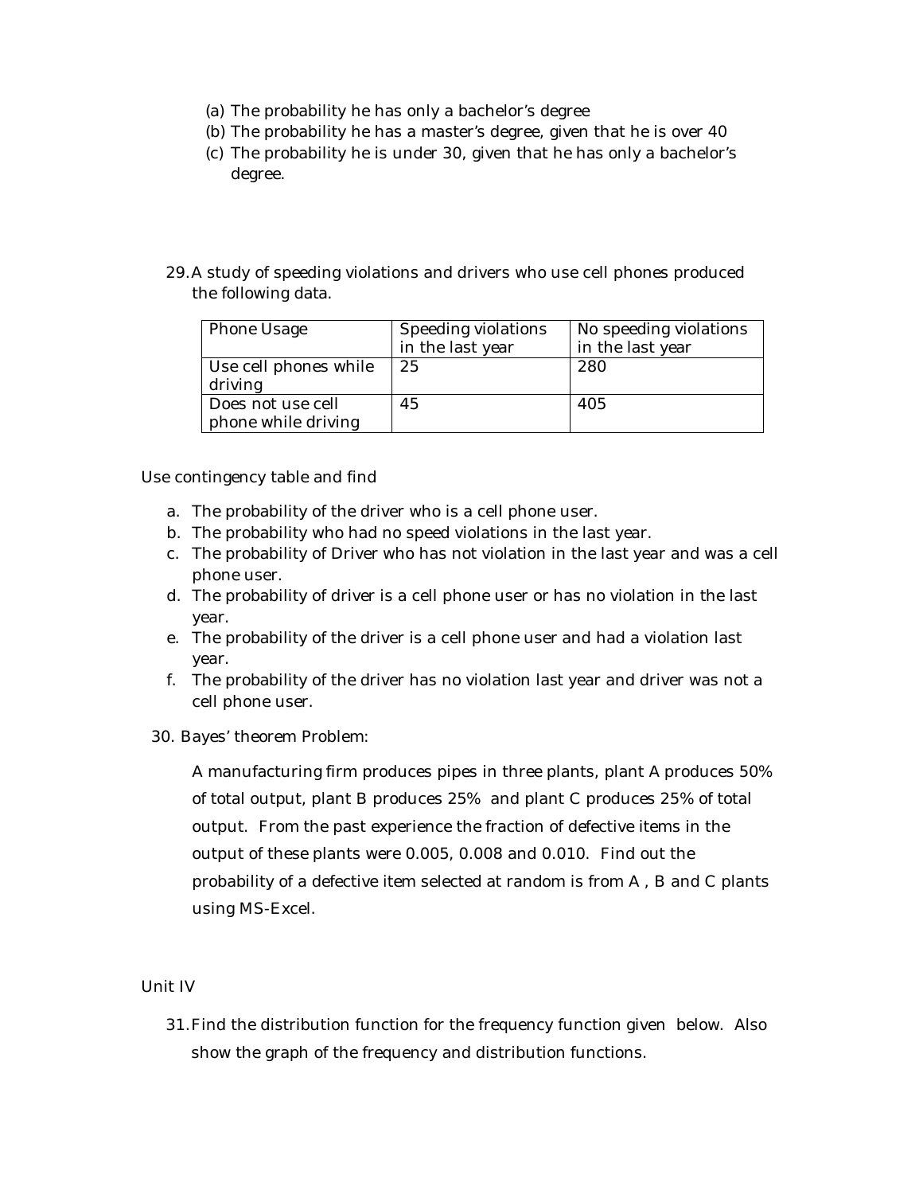(a) The probability he has only a bachelor's degree

(b) The probability he has a master's degree, given that he is over 40

(c) The probability he is under 30, given that he has only a bachelor's degree.

29. A study of speeding violations and drivers who use cell phones produced the following data.

| Phone Usage | Speeding violations in the last year | No speeding violations in the last year |
|---|---|---|
| Use cell phones while driving | 25 | 280 |
| Does not use cell phone while driving | 45 | 405 |

Use contingency table and find

a. The probability of the driver who is a cell phone user.
b. The probability who had no speed violations in the last year.
c. The probability of Driver who has not violation in the last year and was a cell phone user.
d. The probability of driver is a cell phone user or has no violation in the last year.
e. The probability of the driver is a cell phone user and had a violation last year.
f. The probability of the driver has no violation last year and driver was not a cell phone user.

30. Bayes' theorem Problem:

A manufacturing firm produces pipes in three plants, plant A produces 50% of total output, plant B produces 25% and plant C produces 25% of total output. From the past experience the fraction of defective items in the output of these plants were 0.005, 0.008 and 0.010. Find out the probability of a defective item selected at random is from A , B and C plants using MS-Excel.

Unit IV

31. Find the distribution function for the frequency function given below. Also show the graph of the frequency and distribution functions.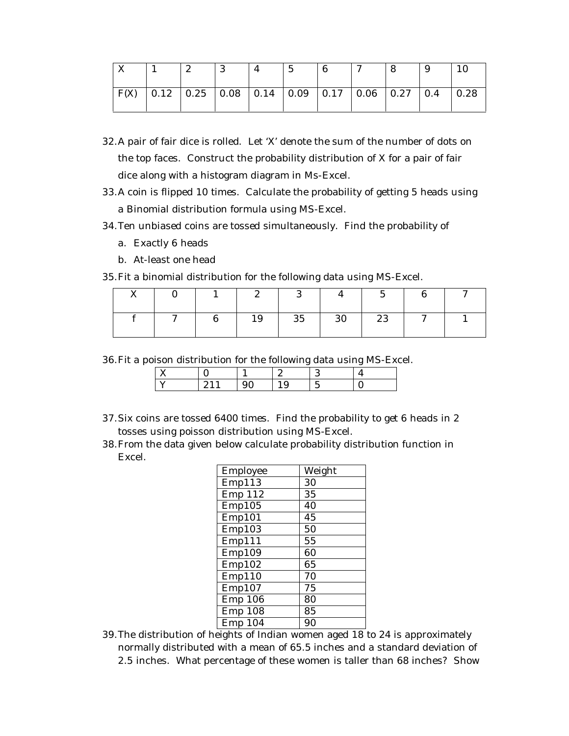| X | 1 | 2 | 3 | 4 | 5 | 6 | 7 | 8 | 9 | 10 |
|---|---|---|---|---|---|---|---|---|---|---|
| F(X) | 0.12 | 0.25 | 0.08 | 0.14 | 0.09 | 0.17 | 0.06 | 0.27 | 0.4 | 0.28 |

32. A pair of fair dice is rolled. Let 'X' denote the sum of the number of dots on the top faces. Construct the probability distribution of X for a pair of fair dice along with a histogram diagram in Ms-Excel.
33. A coin is flipped 10 times. Calculate the probability of getting 5 heads using a Binomial distribution formula using MS-Excel.
34. Ten unbiased coins are tossed simultaneously. Find the probability of
    a. Exactly 6 heads
    b. At-least one head
35. Fit a binomial distribution for the following data using MS-Excel.

| X | 0 | 1 | 2 | 3 | 4 | 5 | 6 | 7 |
|---|---|---|---|---|---|---|---|---|
| f | 7 | 6 | 19 | 35 | 30 | 23 | 7 | 1 |

36. Fit a poison distribution for the following data using MS-Excel.

| X | 0 | 1 | 2 | 3 | 4 |
|---|---|---|---|---|---|
| Y | 211 | 90 | 19 | 5 | 0 |

37. Six coins are tossed 6400 times. Find the probability to get 6 heads in 2 tosses using poisson distribution using MS-Excel.
38. From the data given below calculate probability distribution function in Excel.

| Employee | Weight |
|---|---|
| Emp113 | 30 |
| Emp 112 | 35 |
| Emp105 | 40 |
| Emp101 | 45 |
| Emp103 | 50 |
| Emp111 | 55 |
| Emp109 | 60 |
| Emp102 | 65 |
| Emp110 | 70 |
| Emp107 | 75 |
| Emp 106 | 80 |
| Emp 108 | 85 |
| Emp 104 | 90 |

39. The distribution of heights of Indian women aged 18 to 24 is approximately normally distributed with a mean of 65.5 inches and a standard deviation of 2.5 inches. What percentage of these women is taller than 68 inches? Show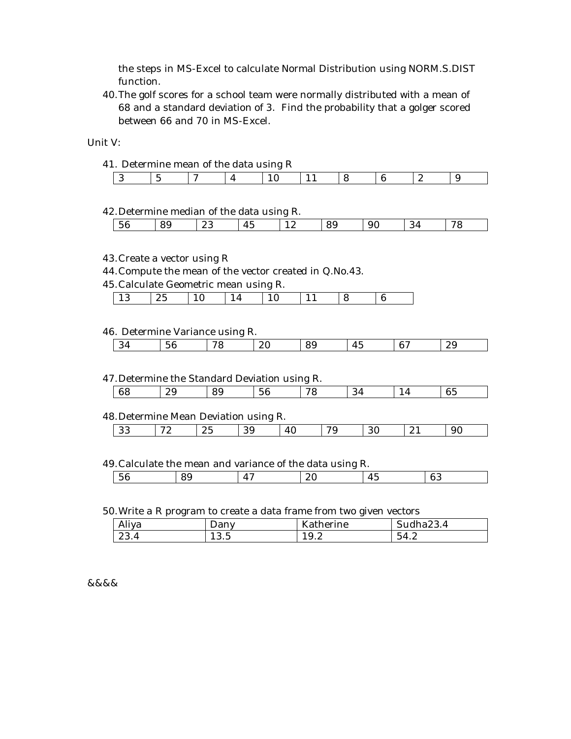the steps in MS-Excel to calculate Normal Distribution using NORM.S.DIST function.

40. The golf scores for a school team were normally distributed with a mean of 68 and a standard deviation of 3. Find the probability that a golger scored between 66 and 70 in MS-Excel.

Unit V:

41. Determine mean of the data using R

| | | | | | | | | | |
|---|---|---|---|---|---|---|---|---|---|
| 3 | 5 | 7 | 4 | 10 | 11 | 8 | 6 | 2 | 9 |

42. Determine median of the data using R.

| | | | | | | | | |
|---|---|---|---|---|---|---|---|---|
| 56 | 89 | 23 | 45 | 12 | 89 | 90 | 34 | 78 |

43. Create a vector using R

44. Compute the mean of the vector created in Q.No.43.

45. Calculate Geometric mean using R.

| | | | | | | | |
|---|---|---|---|---|---|---|---|
| 13 | 25 | 10 | 14 | 10 | 11 | 8 | 6 |

46. Determine Variance using R.

| | | | | | | | |
|---|---|---|---|---|---|---|---|
| 34 | 56 | 78 | 20 | 89 | 45 | 67 | 29 |

47. Determine the Standard Deviation using R.

| | | | | | | | |
|---|---|---|---|---|---|---|---|
| 68 | 29 | 89 | 56 | 78 | 34 | 14 | 65 |

48. Determine Mean Deviation using R.

| | | | | | | | | |
|---|---|---|---|---|---|---|---|---|
| 33 | 72 | 25 | 39 | 40 | 79 | 30 | 21 | 90 |

49. Calculate the mean and variance of the data using R.

| | | | | | |
|---|---|---|---|---|---|
| 56 | 89 | 47 | 20 | 45 | 63 |

50. Write a R program to create a data frame from two given vectors

| | | | |
|---|---|---|---|
| Aliya | Dany | Katherine | Sudha23.4 |
| 23.4 | 13.5 | 19.2 | 54.2 |

&&&&